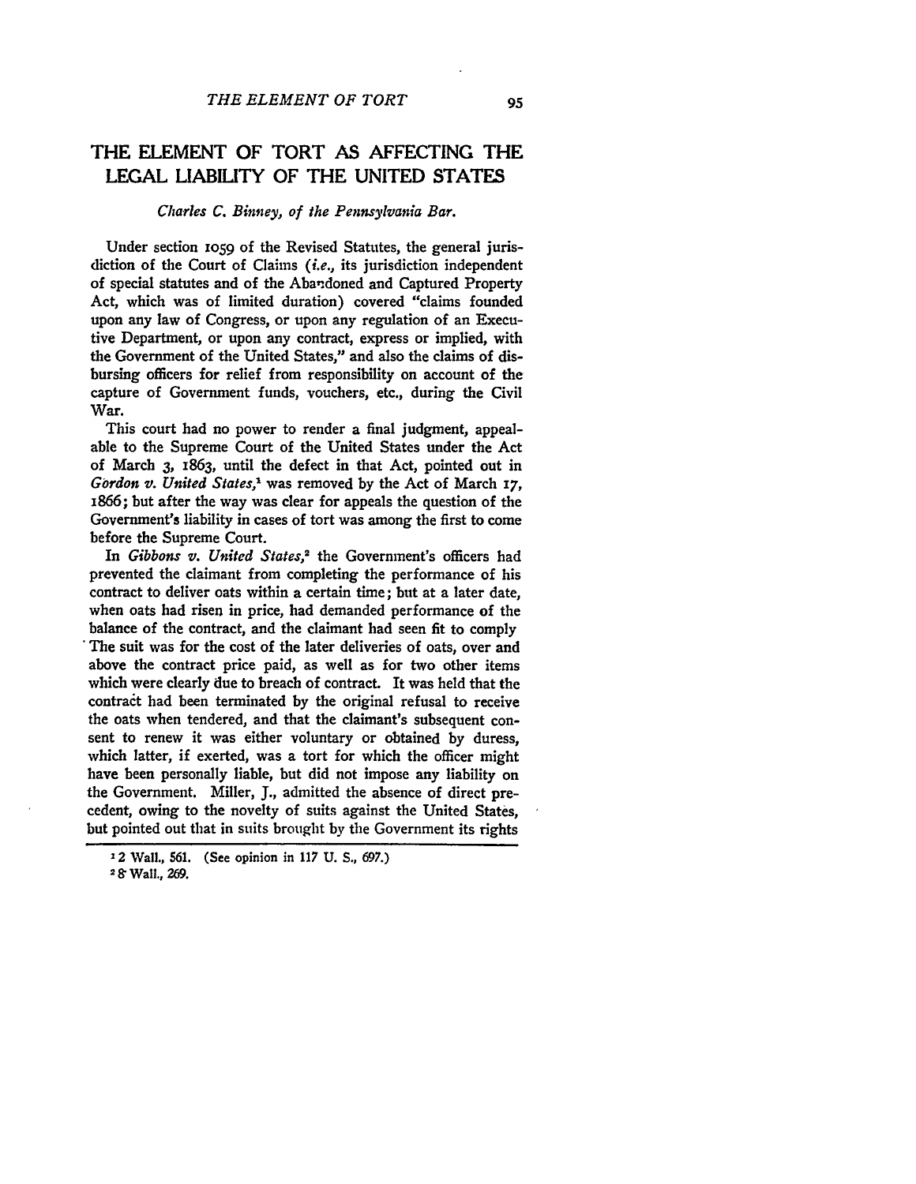# THE ELEMENT OF TORT AS AFFECTING THE LEGAL LIABILITY OF THE UNITED STATES

*Charles C. Binney, of the Pennsylvania Bar.*

Under section 1059 of the Revised Statutes, the general jurisdiction of the Court of Claims (*i.e.*, its jurisdiction independent of special statutes and of the Abandoned and Captured Property Act, which was of limited duration) covered "claims founded upon any law of Congress, or upon any regulation of an Executive Department, or upon any contract, express or implied, with the Government of the United States," and also the claims of disbursing officers for relief from responsibility on account of the capture of Government funds, vouchers, etc., during the Civil War.

This court had no power to render a final judgment, appealable to the Supreme Court of the United States under the Act of March 3, 1863, until the defect in that Act, pointed out in *Gordon v. United States*,[1] was removed by the Act of March 17, 1866; but after the way was clear for appeals the question of the Government's liability in cases of tort was among the first to come before the Supreme Court.

In *Gibbons v. United States*,[2] the Government's officers had prevented the claimant from completing the performance of his contract to deliver oats within a certain time; but at a later date, when oats had risen in price, had demanded performance of the balance of the contract, and the claimant had seen fit to comply The suit was for the cost of the later deliveries of oats, over and above the contract price paid, as well as for two other items which were clearly due to breach of contract. It was held that the contract had been terminated by the original refusal to receive the oats when tendered, and that the claimant's subsequent consent to renew it was either voluntary or obtained by duress, which latter, if exerted, was a tort for which the officer might have been personally liable, but did not impose any liability on the Government. Miller, J., admitted the absence of direct precedent, owing to the novelty of suits against the United States, but pointed out that in suits brought by the Government its rights

[1] 2 Wall., 561. (See opinion in 117 U. S., 697.)

[2] 8 Wall., 269.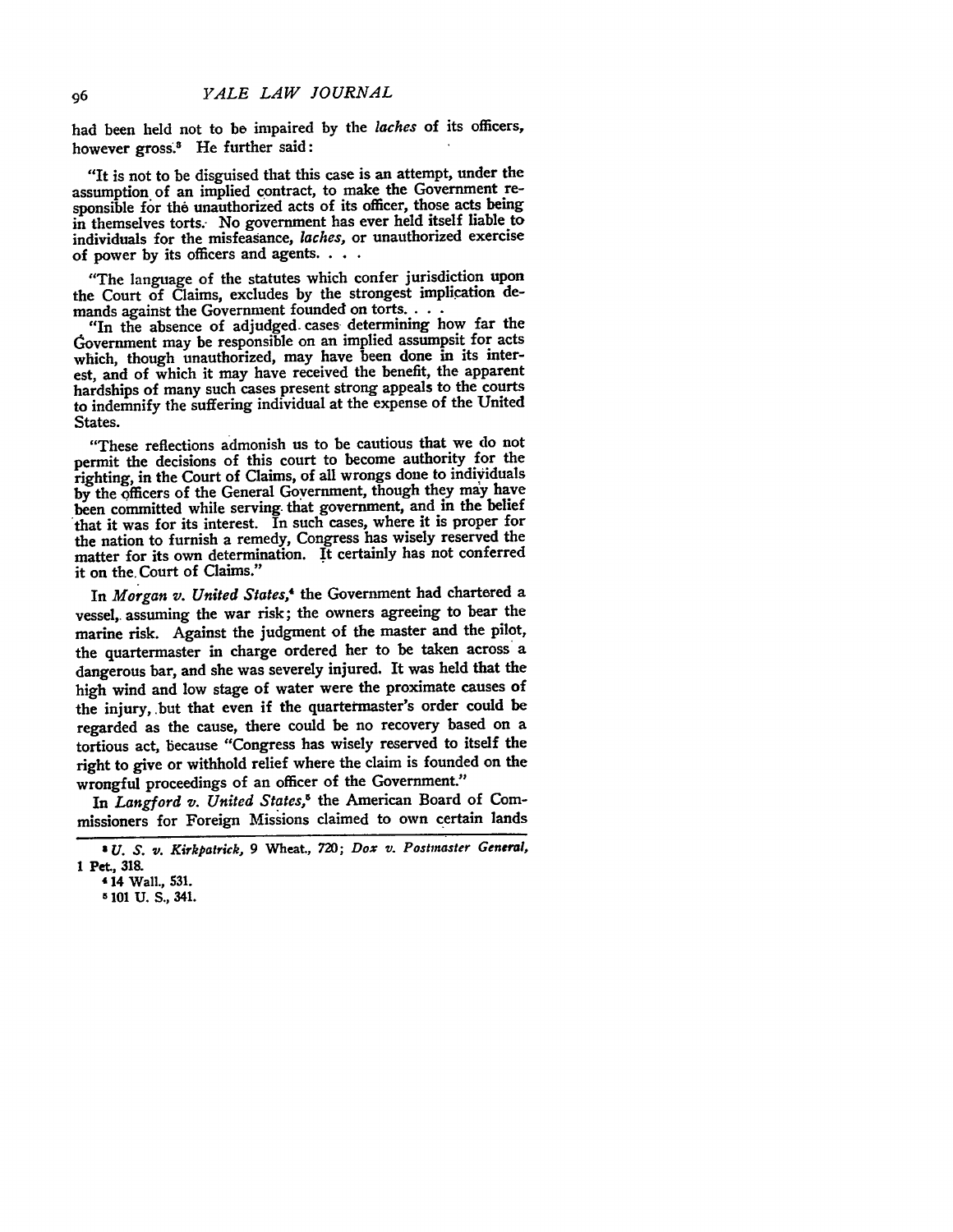had been held not to be impaired by the *laches* of its officers, however gross.[3] He further said:

"It is not to be disguised that this case is an attempt, under the assumption of an implied contract, to make the Government responsible for the unauthorized acts of its officer, those acts being in themselves torts. No government has ever held itself liable to individuals for the misfeasance, *laches*, or unauthorized exercise of power by its officers and agents. . . .

"The language of the statutes which confer jurisdiction upon the Court of Claims, excludes by the strongest implication demands against the Government founded on torts. . . .

"In the absence of adjudged cases determining how far the Government may be responsible on an implied assumpsit for acts which, though unauthorized, may have been done in its interest, and of which it may have received the benefit, the apparent hardships of many such cases present strong appeals to the courts to indemnify the suffering individual at the expense of the United States.

"These reflections admonish us to be cautious that we do not permit the decisions of this court to become authority for the righting, in the Court of Claims, of all wrongs done to individuals by the officers of the General Government, though they may have been committed while serving that government, and in the belief that it was for its interest. In such cases, where it is proper for the nation to furnish a remedy, Congress has wisely reserved the matter for its own determination. It certainly has not conferred it on the Court of Claims."

In *Morgan v. United States*,[4] the Government had chartered a vessel, assuming the war risk; the owners agreeing to bear the marine risk. Against the judgment of the master and the pilot, the quartermaster in charge ordered her to be taken across a dangerous bar, and she was severely injured. It was held that the high wind and low stage of water were the proximate causes of the injury, but that even if the quartermaster's order could be regarded as the cause, there could be no recovery based on a tortious act, because "Congress has wisely reserved to itself the right to give or withhold relief where the claim is founded on the wrongful proceedings of an officer of the Government."

In *Langford v. United States*,[5] the American Board of Commissioners for Foreign Missions claimed to own certain lands

---

[3] *U. S. v. Kirkpatrick*, 9 Wheat., 720; *Dox v. Postmaster General*, 1 Pet., 318.

[4] 14 Wall., 531.

[5] 101 U. S., 341.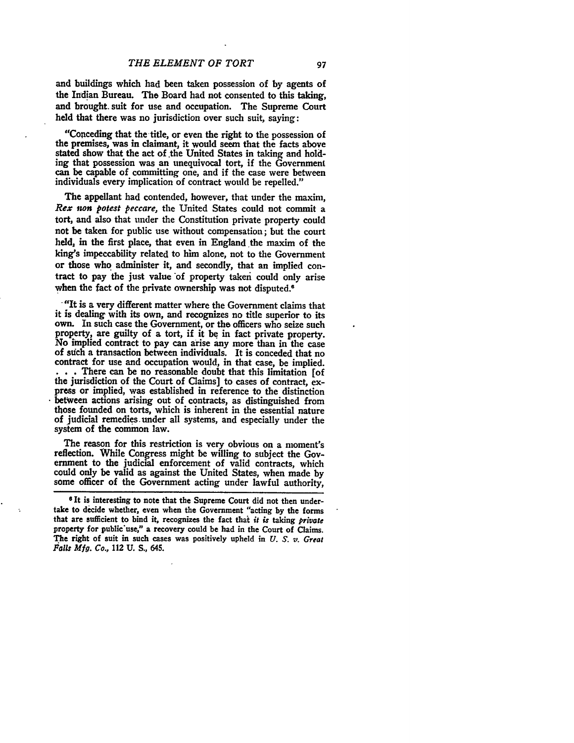and buildings which had been taken possession of by agents of the Indian Bureau. The Board had not consented to this taking, and brought suit for use and occupation. The Supreme Court held that there was no jurisdiction over such suit, saying:

> "Conceding that the title, or even the right to the possession of the premises, was in claimant, it would seem that the facts above stated show that the act of the United States in taking and holding that possession was an unequivocal tort, if the Government can be capable of committing one, and if the case were between individuals every implication of contract would be repelled."

The appellant had contended, however, that under the maxim, *Rex non potest peccare*, the United States could not commit a tort, and also that under the Constitution private property could not be taken for public use without compensation; but the court held, in the first place, that even in England the maxim of the king's impeccability related to him alone, not to the Government or those who administer it, and secondly, that an implied contract to pay the just value of property taken could only arise when the fact of the private ownership was not disputed.[6]

> "It is a very different matter where the Government claims that it is dealing with its own, and recognizes no title superior to its own. In such case the Government, or the officers who seize such property, are guilty of a tort, if it be in fact private property. No implied contract to pay can arise any more than in the case of such a transaction between individuals. It is conceded that no contract for use and occupation would, in that case, be implied. . . . There can be no reasonable doubt that this limitation [of the jurisdiction of the Court of Claims] to cases of contract, express or implied, was established in reference to the distinction between actions arising out of contracts, as distinguished from those founded on torts, which is inherent in the essential nature of judicial remedies under all systems, and especially under the system of the common law.
>
> The reason for this restriction is very obvious on a moment's reflection. While Congress might be willing to subject the Government to the judicial enforcement of valid contracts, which could only be valid as against the United States, when made by some officer of the Government acting under lawful authority,

---

[6] It is interesting to note that the Supreme Court did not then undertake to decide whether, even when the Government "acting by the forms that are sufficient to bind it, recognizes the fact that *it is* taking *private* property for public use," a recovery could be had in the Court of Claims. The right of suit in such cases was positively upheld in *U. S. v. Great Falls Mfg. Co.*, 112 U. S., 645.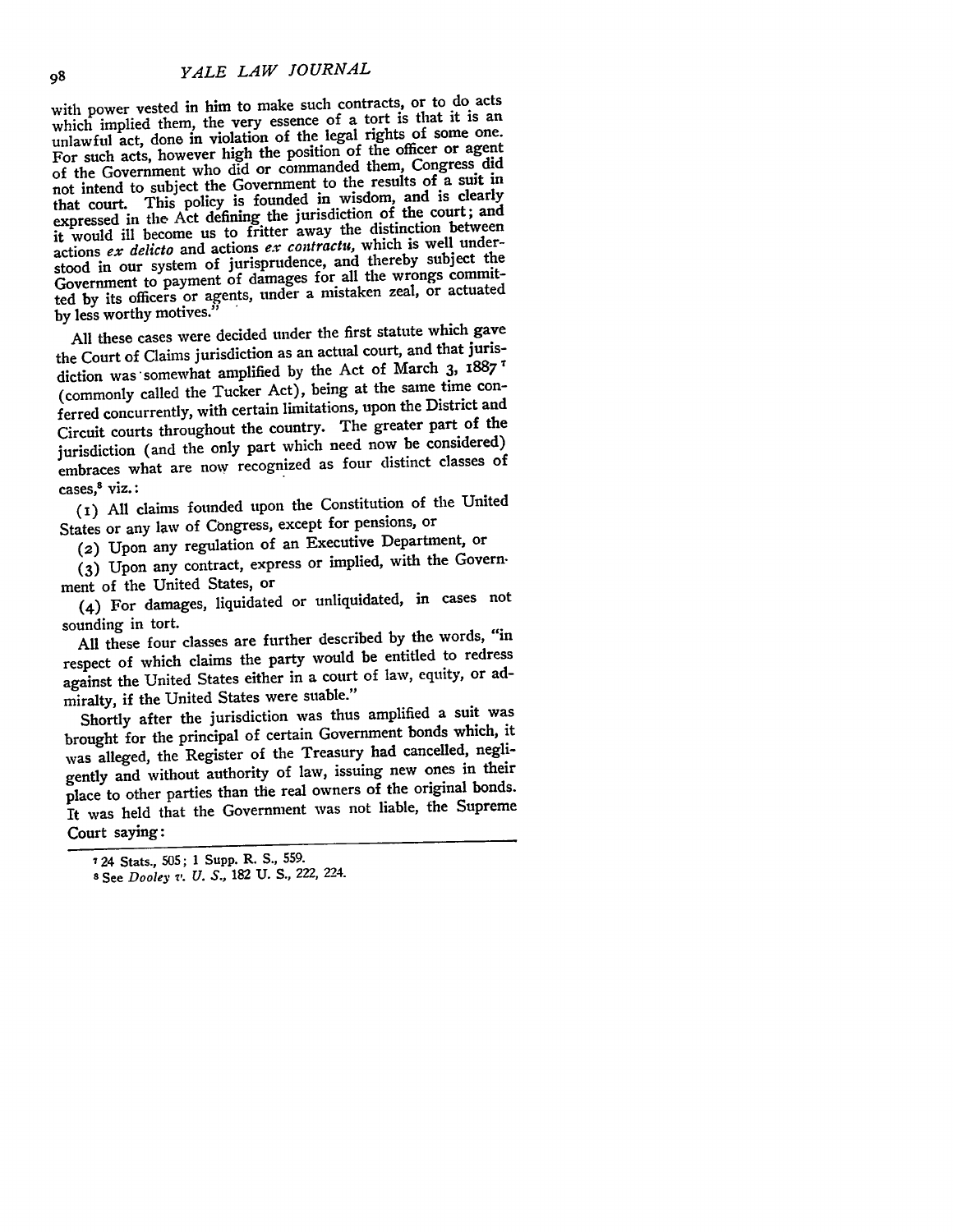with power vested in him to make such contracts, or to do acts which implied them, the very essence of a tort is that it is an unlawful act, done in violation of the legal rights of some one. For such acts, however high the position of the officer or agent of the Government who did or commanded them, Congress did not intend to subject the Government to the results of a suit in that court. This policy is founded in wisdom, and is clearly expressed in the Act defining the jurisdiction of the court; and it would ill become us to fritter away the distinction between actions *ex delicto* and actions *ex contractu*, which is well understood in our system of jurisprudence, and thereby subject the Government to payment of damages for all the wrongs committed by its officers or agents, under a mistaken zeal, or actuated by less worthy motives."

All these cases were decided under the first statute which gave the Court of Claims jurisdiction as an actual court, and that jurisdiction was somewhat amplified by the Act of March 3, 1887[7] (commonly called the Tucker Act), being at the same time conferred concurrently, with certain limitations, upon the District and Circuit courts throughout the country. The greater part of the jurisdiction (and the only part which need now be considered) embraces what are now recognized as four distinct classes of cases,[8] viz.:

(1) All claims founded upon the Constitution of the United States or any law of Congress, except for pensions, or

(2) Upon any regulation of an Executive Department, or

(3) Upon any contract, express or implied, with the Government of the United States, or

(4) For damages, liquidated or unliquidated, in cases not sounding in tort.

All these four classes are further described by the words, "in respect of which claims the party would be entitled to redress against the United States either in a court of law, equity, or admiralty, if the United States were suable."

Shortly after the jurisdiction was thus amplified a suit was brought for the principal of certain Government bonds which, it was alleged, the Register of the Treasury had cancelled, negligently and without authority of law, issuing new ones in their place to other parties than the real owners of the original bonds. It was held that the Government was not liable, the Supreme Court saying:

---

[7] 24 Stats., 505; 1 Supp. R. S., 559.

[8] See *Dooley v. U. S.*, 182 U. S., 222, 224.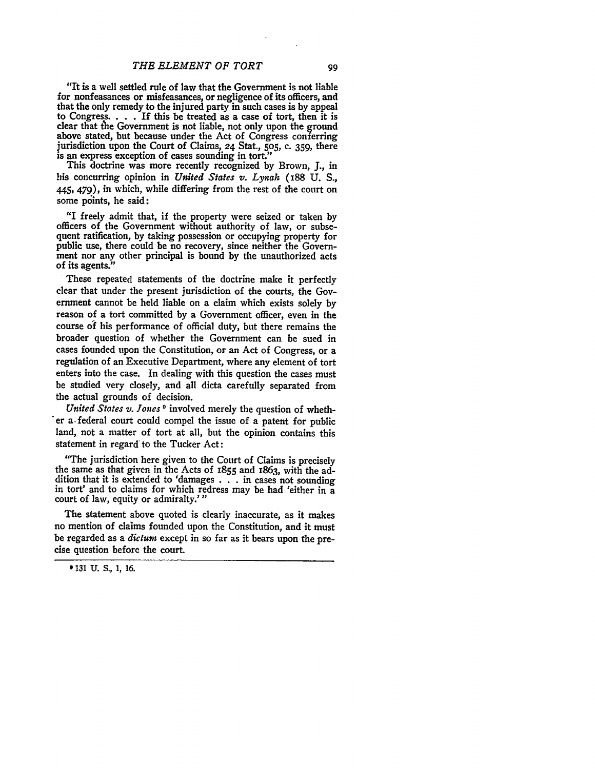"It is a well settled rule of law that the Government is not liable for nonfeasances or misfeasances, or negligence of its officers, and that the only remedy to the injured party in such cases is by appeal to Congress. . . . If this be treated as a case of tort, then it is clear that the Government is not liable, not only upon the ground above stated, but because under the Act of Congress conferring jurisdiction upon the Court of Claims, 24 Stat., 505, c. 359, there is an express exception of cases sounding in tort."

This doctrine was more recently recognized by Brown, J., in his concurring opinion in *United States v. Lynah* (188 U. S., 445, 479), in which, while differing from the rest of the court on some points, he said:

"I freely admit that, if the property were seized or taken by officers of the Government without authority of law, or subsequent ratification, by taking possession or occupying property for public use, there could be no recovery, since neither the Government nor any other principal is bound by the unauthorized acts of its agents."

These repeated statements of the doctrine make it perfectly clear that under the present jurisdiction of the courts, the Government cannot be held liable on a claim which exists solely by reason of a tort committed by a Government officer, even in the course of his performance of official duty, but there remains the broader question of whether the Government can be sued in cases founded upon the Constitution, or an Act of Congress, or a regulation of an Executive Department, where any element of tort enters into the case. In dealing with this question the cases must be studied very closely, and all dicta carefully separated from the actual grounds of decision.

*United States v. Jones*[9] involved merely the question of whether a federal court could compel the issue of a patent for public land, not a matter of tort at all, but the opinion contains this statement in regard to the Tucker Act:

"The jurisdiction here given to the Court of Claims is precisely the same as that given in the Acts of 1855 and 1863, with the addition that it is extended to 'damages . . . in cases not sounding in tort' and to claims for which redress may be had 'either in a court of law, equity or admiralty.'"

The statement above quoted is clearly inaccurate, as it makes no mention of claims founded upon the Constitution, and it must be regarded as a *dictum* except in so far as it bears upon the precise question before the court.

[9] 131 U. S., 1, 16.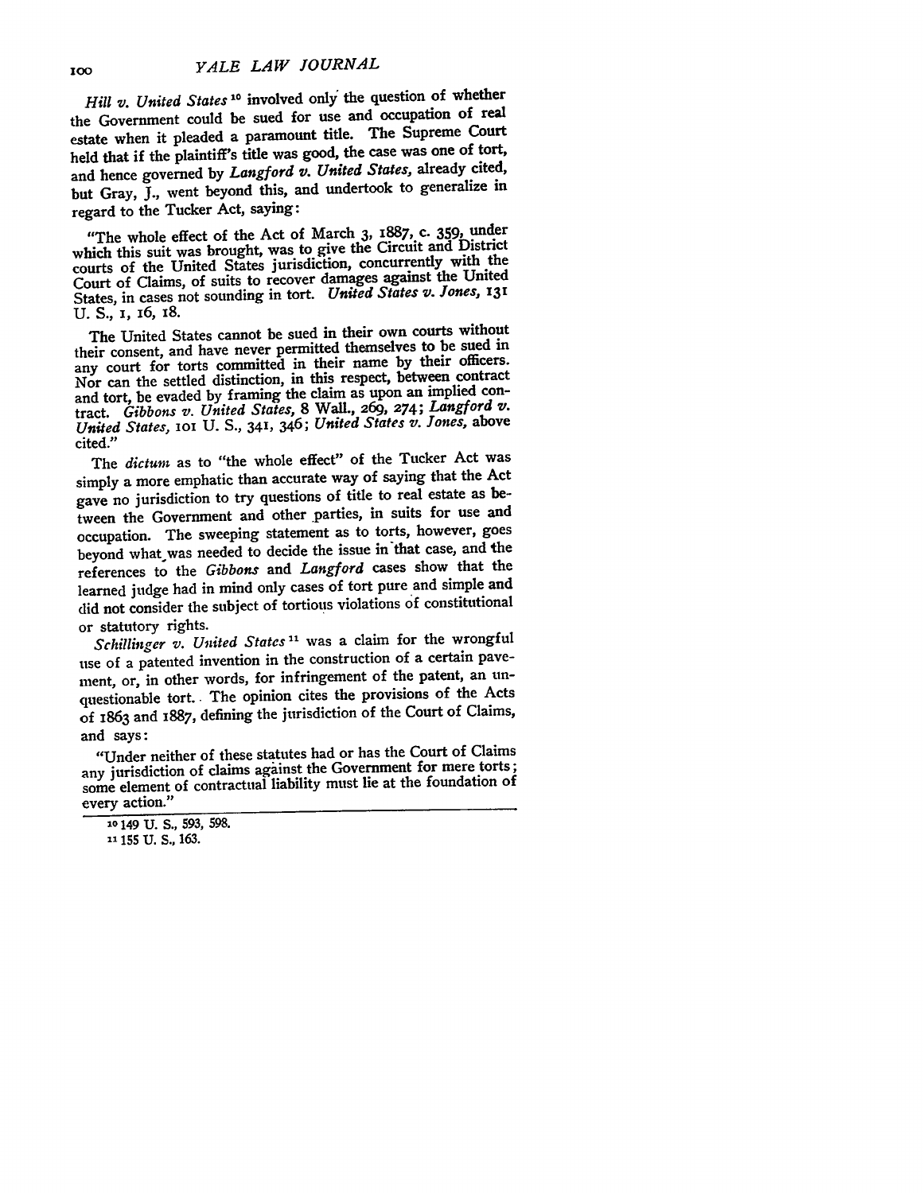*Hill v. United States*[10] involved only the question of whether the Government could be sued for use and occupation of real estate when it pleaded a paramount title. The Supreme Court held that if the plaintiff's title was good, the case was one of tort, and hence governed by *Langford v. United States*, already cited, but Gray, J., went beyond this, and undertook to generalize in regard to the Tucker Act, saying:

> "The whole effect of the Act of March 3, 1887, c. 359, under which this suit was brought, was to give the Circuit and District courts of the United States jurisdiction, concurrently with the Court of Claims, of suits to recover damages against the United States, in cases not sounding in tort. *United States v. Jones*, 131 U. S., 1, 16, 18.
>
> The United States cannot be sued in their own courts without their consent, and have never permitted themselves to be sued in any court for torts committed in their name by their officers. Nor can the settled distinction, in this respect, between contract and tort, be evaded by framing the claim as upon an implied contract. *Gibbons v. United States*, 8 Wall., 269, 274; *Langford v. United States*, 101 U. S., 341, 346; *United States v. Jones*, above cited."

The *dictum* as to "the whole effect" of the Tucker Act was simply a more emphatic than accurate way of saying that the Act gave no jurisdiction to try questions of title to real estate as between the Government and other parties, in suits for use and occupation. The sweeping statement as to torts, however, goes beyond what was needed to decide the issue in that case, and the references to the *Gibbons* and *Langford* cases show that the learned judge had in mind only cases of tort pure and simple and did not consider the subject of tortious violations of constitutional or statutory rights.

*Schillinger v. United States*[11] was a claim for the wrongful use of a patented invention in the construction of a certain pavement, or, in other words, for infringement of the patent, an unquestionable tort. The opinion cites the provisions of the Acts of 1863 and 1887, defining the jurisdiction of the Court of Claims, and says:

> "Under neither of these statutes had or has the Court of Claims any jurisdiction of claims against the Government for mere torts; some element of contractual liability must lie at the foundation of every action."

---

[10] 149 U. S., 593, 598.

[11] 155 U. S., 163.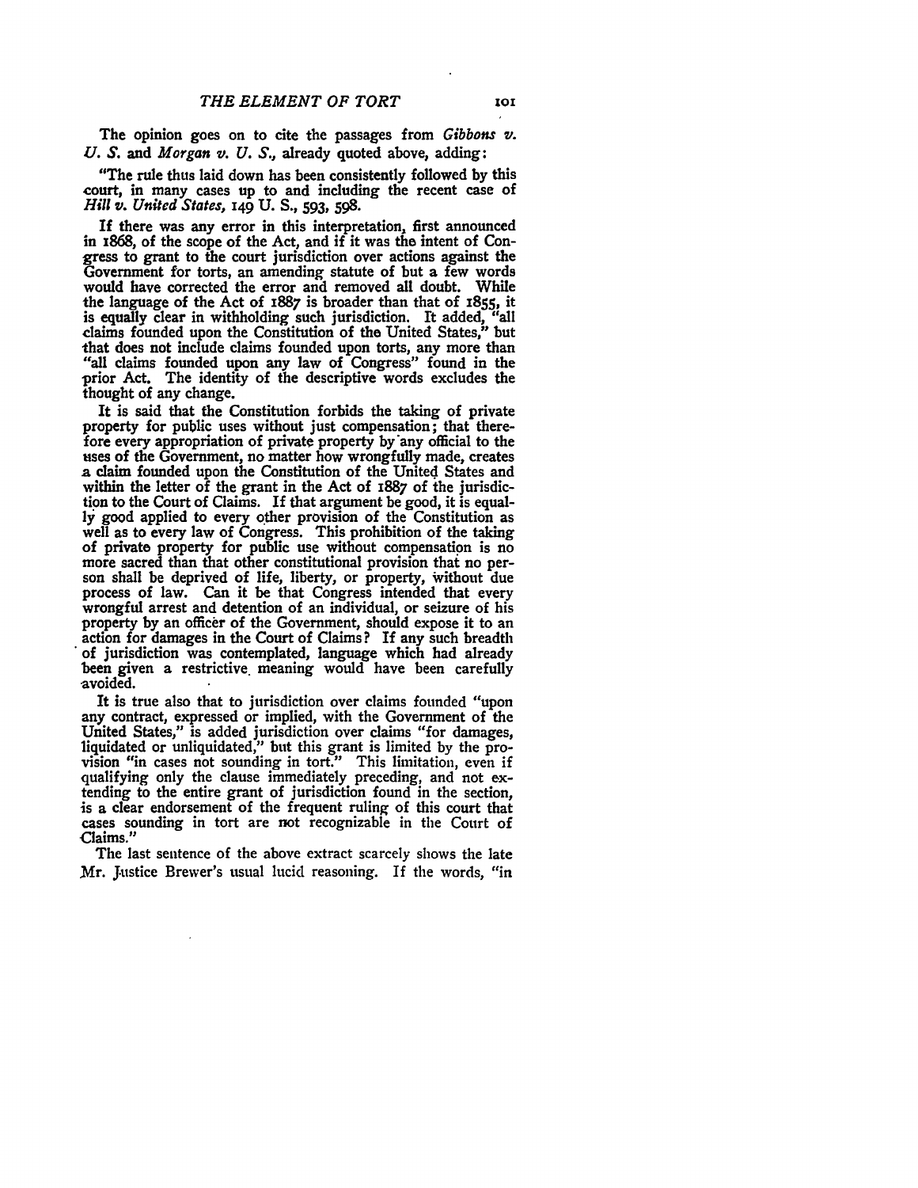The opinion goes on to cite the passages from *Gibbons v. U. S.* and *Morgan v. U. S.*, already quoted above, adding:

"The rule thus laid down has been consistently followed by this court, in many cases up to and including the recent case of *Hill v. United States*, 149 U. S., 593, 598.

If there was any error in this interpretation, first announced in 1868, of the scope of the Act, and if it was the intent of Congress to grant to the court jurisdiction over actions against the Government for torts, an amending statute of but a few words would have corrected the error and removed all doubt. While the language of the Act of 1887 is broader than that of 1855, it is equally clear in withholding such jurisdiction. It added, "all claims founded upon the Constitution of the United States," but that does not include claims founded upon torts, any more than "all claims founded upon any law of Congress" found in the prior Act. The identity of the descriptive words excludes the thought of any change.

It is said that the Constitution forbids the taking of private property for public uses without just compensation; that therefore every appropriation of private property by any official to the uses of the Government, no matter how wrongfully made, creates a claim founded upon the Constitution of the United States and within the letter of the grant in the Act of 1887 of the jurisdiction to the Court of Claims. If that argument be good, it is equally good applied to every other provision of the Constitution as well as to every law of Congress. This prohibition of the taking of private property for public use without compensation is no more sacred than that other constitutional provision that no person shall be deprived of life, liberty, or property, without due process of law. Can it be that Congress intended that every wrongful arrest and detention of an individual, or seizure of his property by an officer of the Government, should expose it to an action for damages in the Court of Claims? If any such breadth of jurisdiction was contemplated, language which had already been given a restrictive meaning would have been carefully avoided.

It is true also that to jurisdiction over claims founded "upon any contract, expressed or implied, with the Government of the United States," is added jurisdiction over claims "for damages, liquidated or unliquidated," but this grant is limited by the provision "in cases not sounding in tort." This limitation, even if qualifying only the clause immediately preceding, and not extending to the entire grant of jurisdiction found in the section, is a clear endorsement of the frequent ruling of this court that cases sounding in tort are not recognizable in the Court of Claims."

The last sentence of the above extract scarcely shows the late Mr. Justice Brewer's usual lucid reasoning. If the words, "in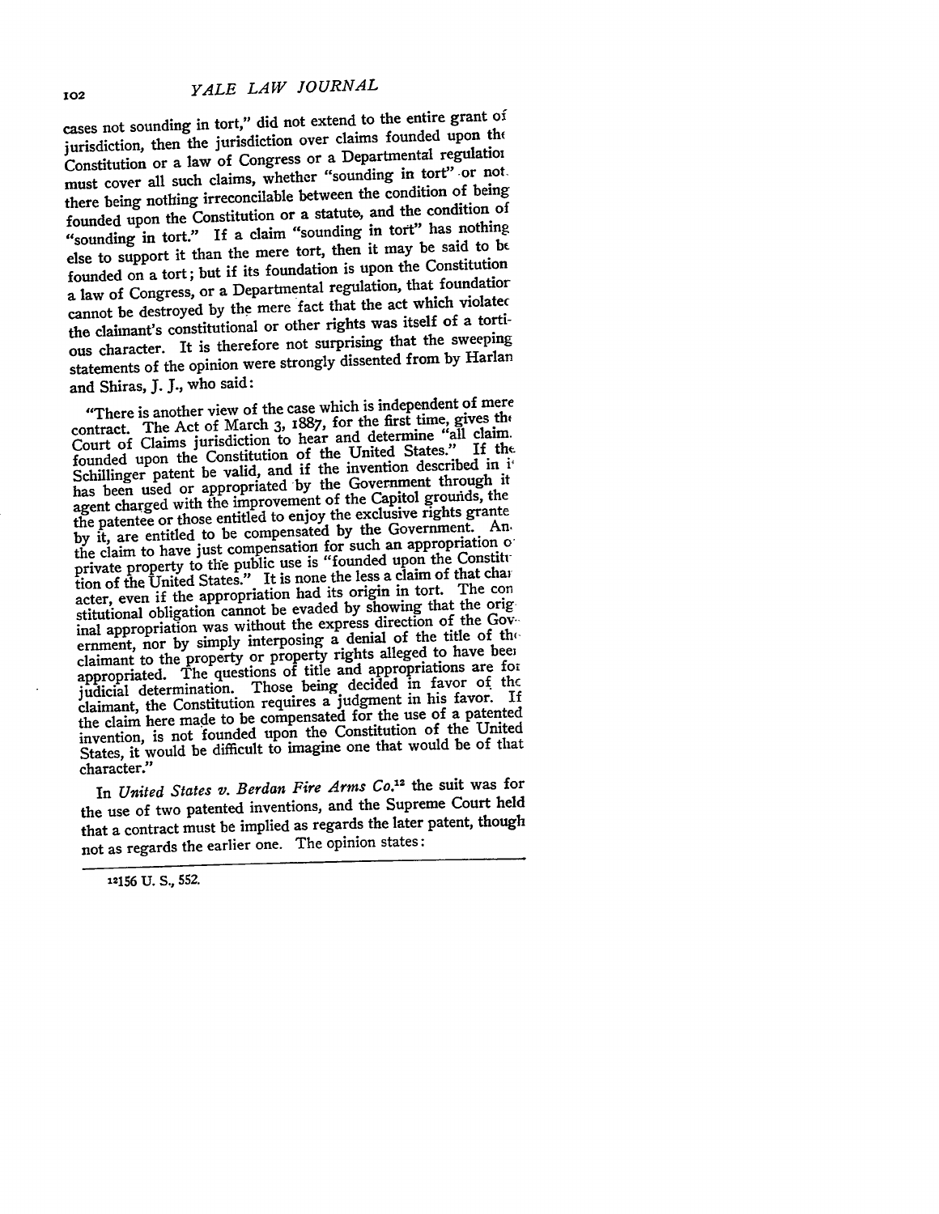cases not sounding in tort," did not extend to the entire grant of jurisdiction, then the jurisdiction over claims founded upon the Constitution or a law of Congress or a Departmental regulation must cover all such claims, whether "sounding in tort" or not, there being nothing irreconcilable between the condition of being founded upon the Constitution or a statute, and the condition of "sounding in tort." If a claim "sounding in tort" has nothing else to support it than the mere tort, then it may be said to be founded on a tort; but if its foundation is upon the Constitution a law of Congress, or a Departmental regulation, that foundation cannot be destroyed by the mere fact that the act which violated the claimant's constitutional or other rights was itself of a tortious character. It is therefore not surprising that the sweeping statements of the opinion were strongly dissented from by Harlan and Shiras, J. J., who said:

> "There is another view of the case which is independent of mere contract. The Act of March 3, 1887, for the first time, gives the Court of Claims jurisdiction to hear and determine "all claims founded upon the Constitution of the United States." If the Schillinger patent be valid, and if the invention described in it has been used or appropriated by the Government through its agent charged with the improvement of the Capitol grounds, the the patentee or those entitled to enjoy the exclusive rights granted by it, are entitled to be compensated by the Government. And the claim to have just compensation for such an appropriation of private property to the public use is "founded upon the Constitution of the United States." It is none the less a claim of that character, even if the appropriation had its origin in tort. The constitutional obligation cannot be evaded by showing that the original appropriation was without the express direction of the Government, nor by simply interposing a denial of the title of the claimant to the property or property rights alleged to have been appropriated. The questions of title and appropriations are for judicial determination. Those being decided in favor of the claimant, the Constitution requires a judgment in his favor. If the claim here made to be compensated for the use of a patented invention, is not founded upon the Constitution of the United States, it would be difficult to imagine one that would be of that character."

In *United States v. Berdan Fire Arms Co.*[12] the suit was for the use of two patented inventions, and the Supreme Court held that a contract must be implied as regards the later patent, though not as regards the earlier one. The opinion states:

---

[12] 156 U. S., 552.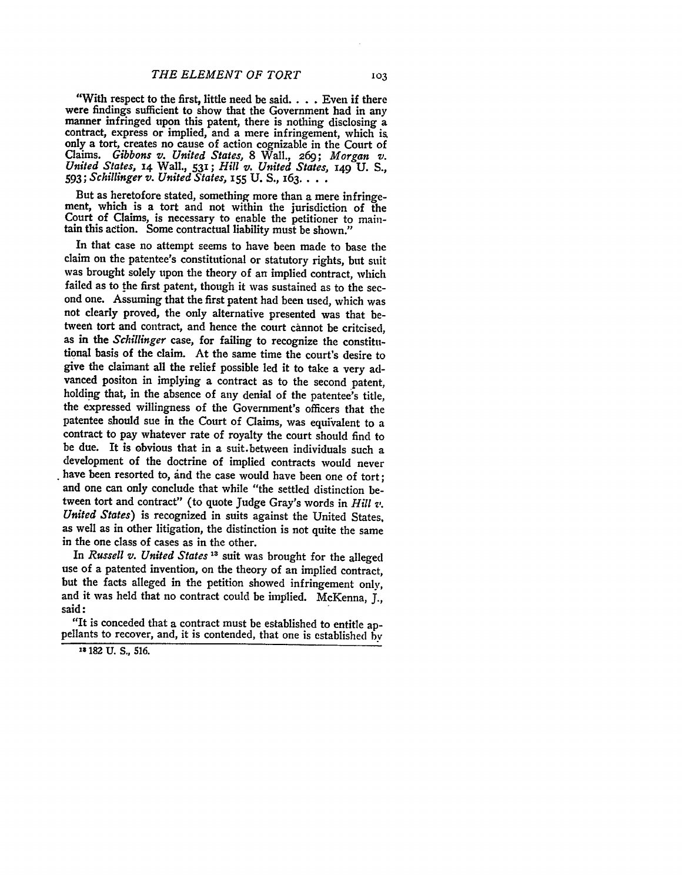"With respect to the first, little need be said. . . . Even if there were findings sufficient to show that the Government had in any manner infringed upon this patent, there is nothing disclosing a contract, express or implied, and a mere infringement, which is only a tort, creates no cause of action cognizable in the Court of Claims. *Gibbons v. United States*, 8 Wall., 269; *Morgan v. United States*, 14 Wall., 531; *Hill v. United States*, 149 U. S., 593; *Schillinger v. United States*, 155 U. S., 163. . . .

But as heretofore stated, something more than a mere infringement, which is a tort and not within the jurisdiction of the Court of Claims, is necessary to enable the petitioner to maintain this action. Some contractual liability must be shown."

In that case no attempt seems to have been made to base the claim on the patentee's constitutional or statutory rights, but suit was brought solely upon the theory of an implied contract, which failed as to the first patent, though it was sustained as to the second one. Assuming that the first patent had been used, which was not clearly proved, the only alternative presented was that between tort and contract, and hence the court cannot be critcised, as in the *Schillinger* case, for failing to recognize the constitutional basis of the claim. At the same time the court's desire to give the claimant all the relief possible led it to take a very advanced positon in implying a contract as to the second patent, holding that, in the absence of any denial of the patentee's title, the expressed willingness of the Government's officers that the patentee should sue in the Court of Claims, was equivalent to a contract to pay whatever rate of royalty the court should find to be due. It is obvious that in a suit between individuals such a development of the doctrine of implied contracts would never have been resorted to, and the case would have been one of tort; and one can only conclude that while "the settled distinction between tort and contract" (to quote Judge Gray's words in *Hill v. United States*) is recognized in suits against the United States, as well as in other litigation, the distinction is not quite the same in the one class of cases as in the other.

In *Russell v. United States* [13] suit was brought for the alleged use of a patented invention, on the theory of an implied contract, but the facts alleged in the petition showed infringement only, and it was held that no contract could be implied. McKenna, J., said:

"It is conceded that a contract must be established to entitle appellants to recover, and, it is contended, that one is established by

[13] 182 U. S., 516.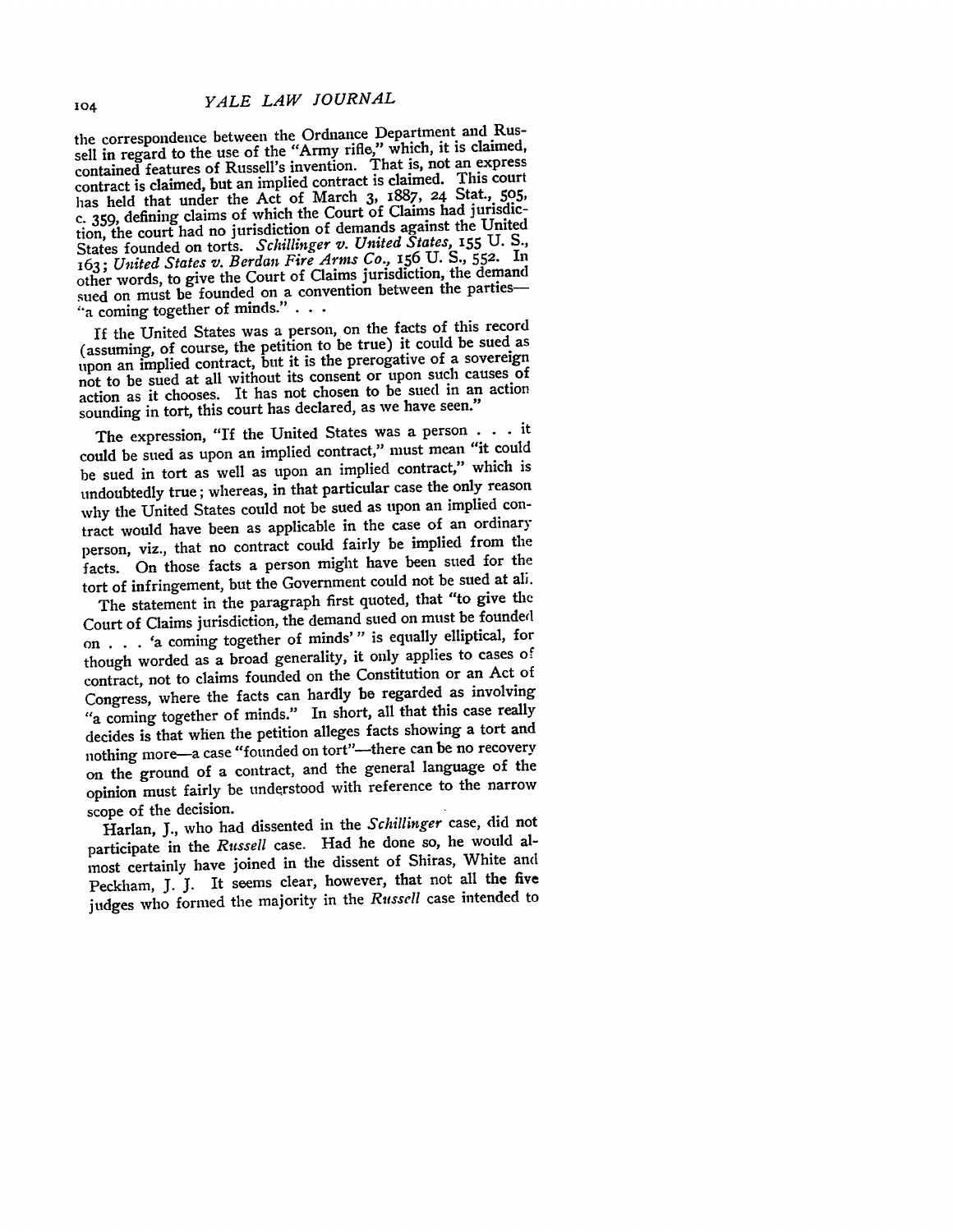the correspondence between the Ordnance Department and Russell in regard to the use of the "Army rifle," which, it is claimed, contained features of Russell's invention. That is, not an express contract is claimed, but an implied contract is claimed. This court has held that under the Act of March 3, 1887, 24 Stat., 505, c. 359, defining claims of which the Court of Claims had jurisdiction, the court had no jurisdiction of demands against the United States founded on torts. *Schillinger v. United States*, 155 U. S., 163; *United States v. Berdan Fire Arms Co.*, 156 U. S., 552. In other words, to give the Court of Claims jurisdiction, the demand sued on must be founded on a convention between the parties—"a coming together of minds." . . .

If the United States was a person, on the facts of this record (assuming, of course, the petition to be true) it could be sued as upon an implied contract, but it is the prerogative of a sovereign not to be sued at all without its consent or upon such causes of action as it chooses. It has not chosen to be sued in an action sounding in tort, this court has declared, as we have seen."

The expression, "If the United States was a person . . . it could be sued as upon an implied contract," must mean "it could be sued in tort as well as upon an implied contract," which is undoubtedly true; whereas, in that particular case the only reason why the United States could not be sued as upon an implied contract would have been as applicable in the case of an ordinary person, viz., that no contract could fairly be implied from the facts. On those facts a person might have been sued for the tort of infringement, but the Government could not be sued at all.

The statement in the paragraph first quoted, that "to give the Court of Claims jurisdiction, the demand sued on must be founded on . . . 'a coming together of minds'" is equally elliptical, for though worded as a broad generality, it only applies to cases of contract, not to claims founded on the Constitution or an Act of Congress, where the facts can hardly be regarded as involving "a coming together of minds." In short, all that this case really decides is that when the petition alleges facts showing a tort and nothing more—a case "founded on tort"—there can be no recovery on the ground of a contract, and the general language of the opinion must fairly be understood with reference to the narrow scope of the decision.

Harlan, J., who had dissented in the *Schillinger* case, did not participate in the *Russell* case. Had he done so, he would almost certainly have joined in the dissent of Shiras, White and Peckham, J. J. It seems clear, however, that not all the five judges who formed the majority in the *Russell* case intended to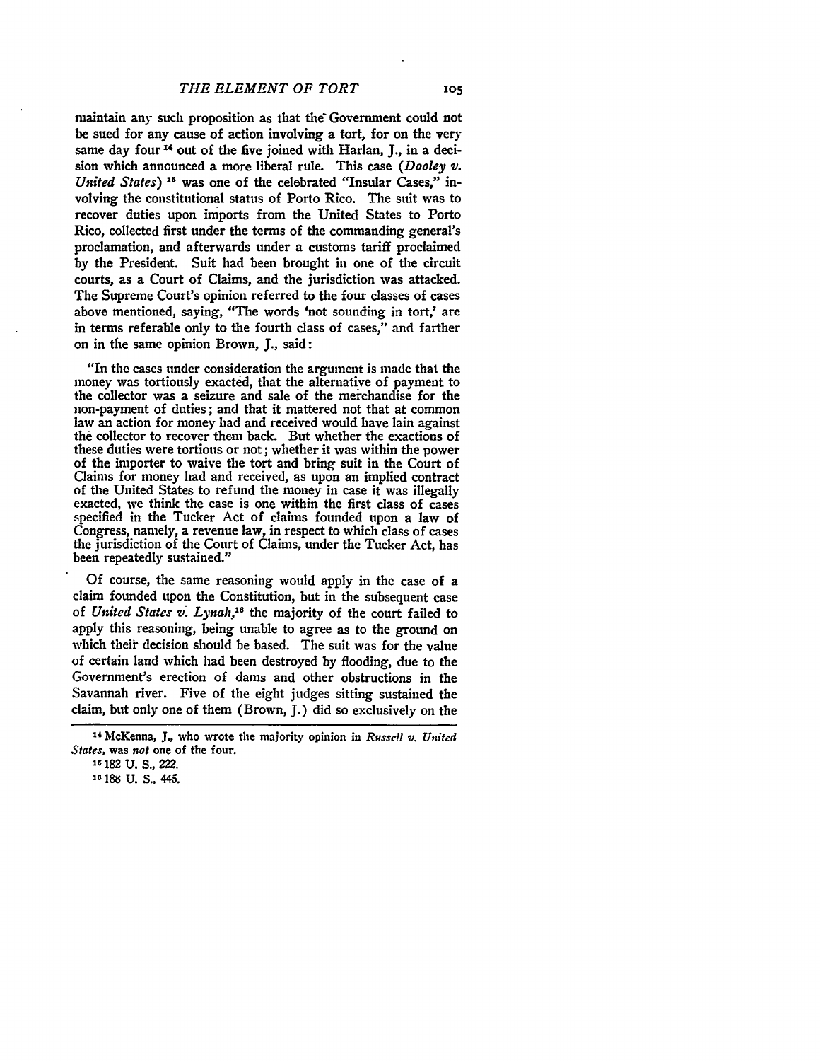maintain any such proposition as that the Government could not be sued for any cause of action involving a tort, for on the very same day four [14] out of the five joined with Harlan, J., in a decision which announced a more liberal rule. This case (*Dooley v. United States*) [15] was one of the celebrated "Insular Cases," involving the constitutional status of Porto Rico. The suit was to recover duties upon imports from the United States to Porto Rico, collected first under the terms of the commanding general's proclamation, and afterwards under a customs tariff proclaimed by the President. Suit had been brought in one of the circuit courts, as a Court of Claims, and the jurisdiction was attacked. The Supreme Court's opinion referred to the four classes of cases above mentioned, saying, "The words 'not sounding in tort,' are in terms referable only to the fourth class of cases," and farther on in the same opinion Brown, J., said:

> "In the cases under consideration the argument is made that the money was tortiously exacted, that the alternative of payment to the collector was a seizure and sale of the merchandise for the non-payment of duties; and that it mattered not that at common law an action for money had and received would have lain against the collector to recover them back. But whether the exactions of these duties were tortious or not; whether it was within the power of the importer to waive the tort and bring suit in the Court of Claims for money had and received, as upon an implied contract of the United States to refund the money in case it was illegally exacted, we think the case is one within the first class of cases specified in the Tucker Act of claims founded upon a law of Congress, namely, a revenue law, in respect to which class of cases the jurisdiction of the Court of Claims, under the Tucker Act, has been repeatedly sustained."

Of course, the same reasoning would apply in the case of a claim founded upon the Constitution, but in the subsequent case of *United States v. Lynah*,[16] the majority of the court failed to apply this reasoning, being unable to agree as to the ground on which their decision should be based. The suit was for the value of certain land which had been destroyed by flooding, due to the Government's erection of dams and other obstructions in the Savannah river. Five of the eight judges sitting sustained the claim, but only one of them (Brown, J.) did so exclusively on the

---

[14] McKenna, J., who wrote the majority opinion in *Russell v. United States*, was *not* one of the four.

[15] 182 U. S., 222.

[16] 188 U. S., 445.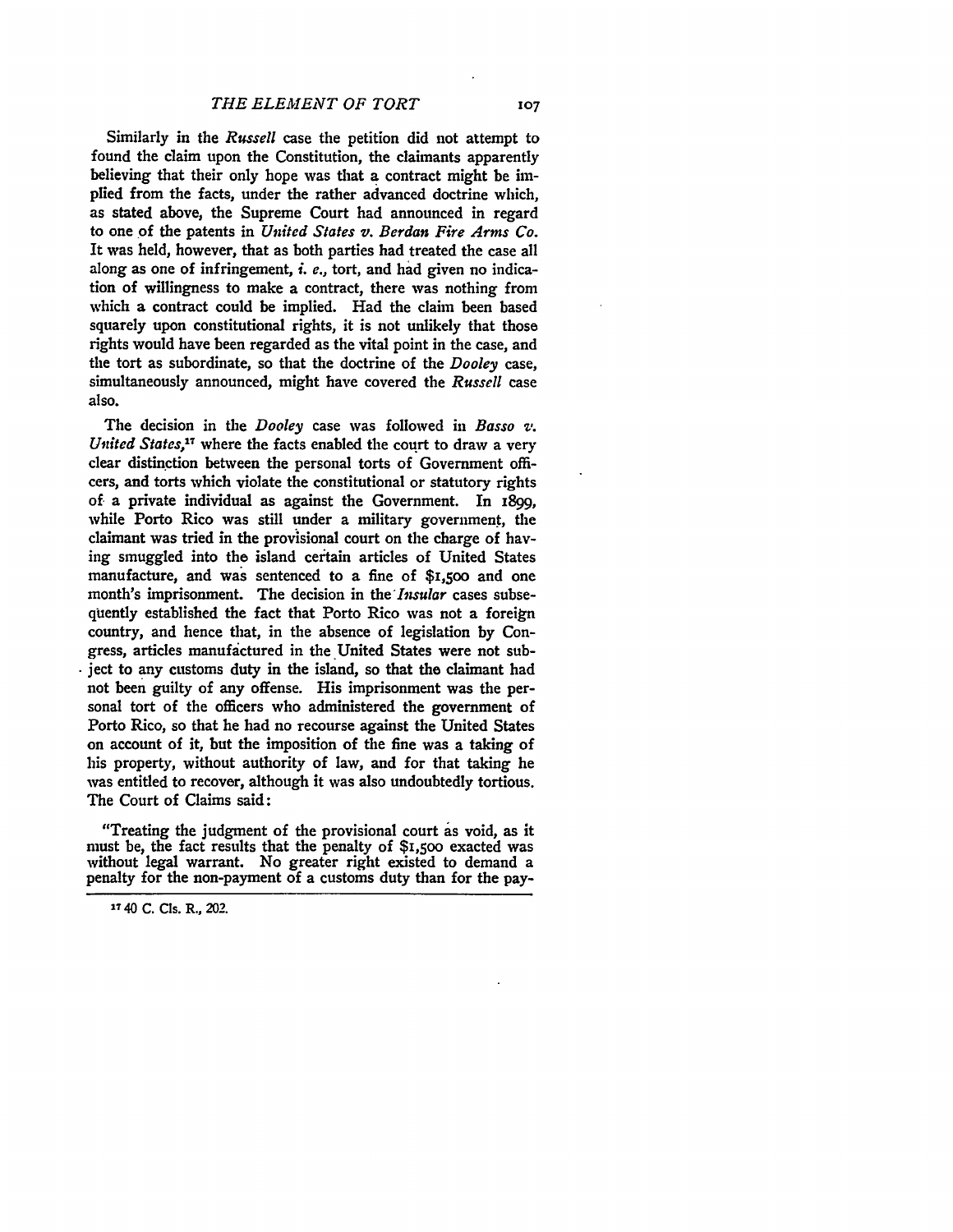Similarly in the *Russell* case the petition did not attempt to found the claim upon the Constitution, the claimants apparently believing that their only hope was that a contract might be implied from the facts, under the rather advanced doctrine which, as stated above, the Supreme Court had announced in regard to one of the patents in *United States v. Berdan Fire Arms Co.* It was held, however, that as both parties had treated the case all along as one of infringement, *i. e.*, tort, and had given no indication of willingness to make a contract, there was nothing from which a contract could be implied. Had the claim been based squarely upon constitutional rights, it is not unlikely that those rights would have been regarded as the vital point in the case, and the tort as subordinate, so that the doctrine of the *Dooley* case, simultaneously announced, might have covered the *Russell* case also.

The decision in the *Dooley* case was followed in *Basso v. United States*,[17] where the facts enabled the court to draw a very clear distinction between the personal torts of Government officers, and torts which violate the constitutional or statutory rights of a private individual as against the Government. In 1899, while Porto Rico was still under a military government, the claimant was tried in the provisional court on the charge of having smuggled into the island certain articles of United States manufacture, and was sentenced to a fine of $1,500 and one month's imprisonment. The decision in the *Insular* cases subsequently established the fact that Porto Rico was not a foreign country, and hence that, in the absence of legislation by Congress, articles manufactured in the United States were not subject to any customs duty in the island, so that the claimant had not been guilty of any offense. His imprisonment was the personal tort of the officers who administered the government of Porto Rico, so that he had no recourse against the United States on account of it, but the imposition of the fine was a taking of his property, without authority of law, and for that taking he was entitled to recover, although it was also undoubtedly tortious. The Court of Claims said:

"Treating the judgment of the provisional court as void, as it must be, the fact results that the penalty of $1,500 exacted was without legal warrant. No greater right existed to demand a penalty for the non-payment of a customs duty than for the pay-

[17] 40 C. Cls. R., 202.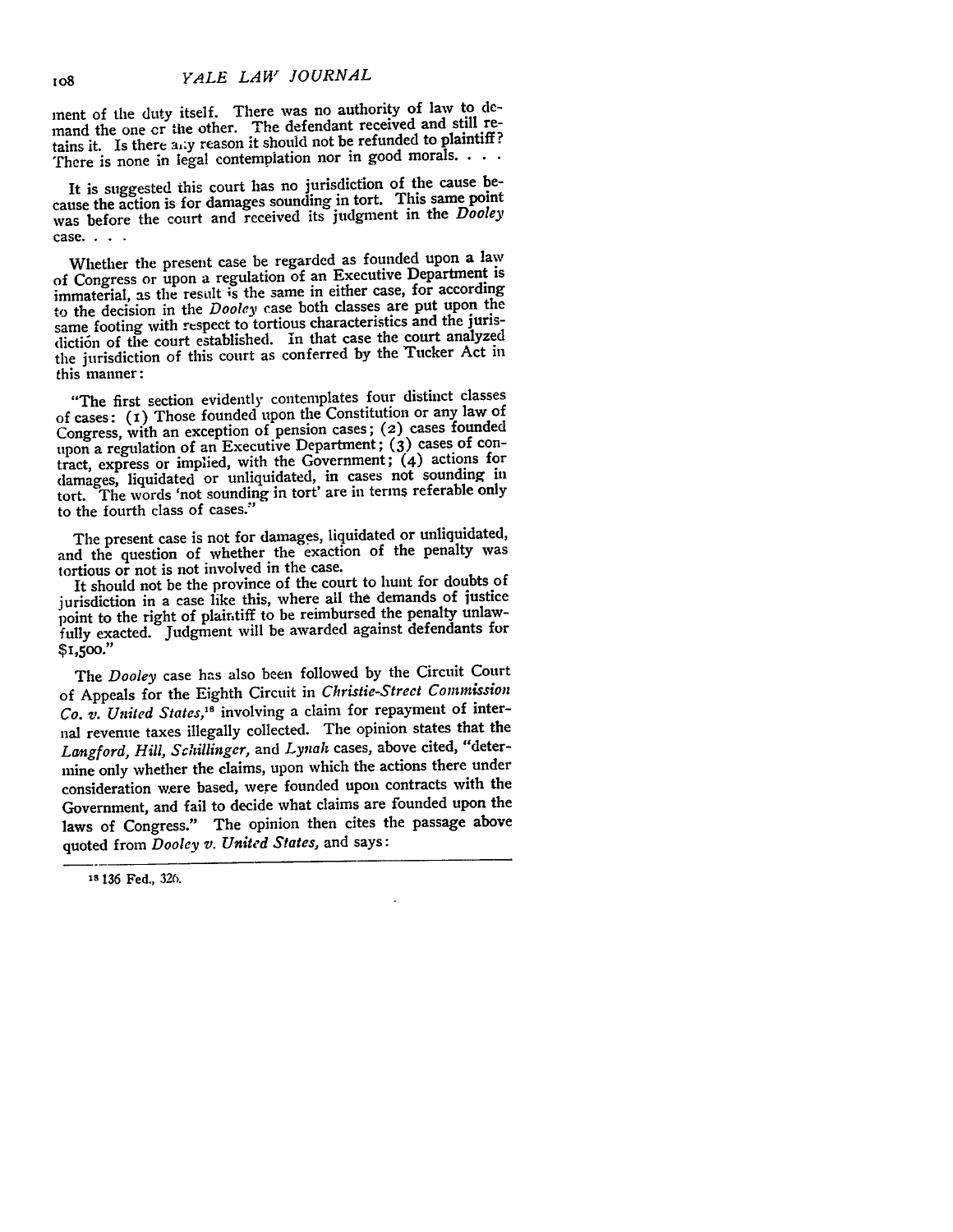ment of the duty itself. There was no authority of law to demand the one or the other. The defendant received and still retains it. Is there any reason it should not be refunded to plaintiff? There is none in legal contemplation nor in good morals. . . .

It is suggested this court has no jurisdiction of the cause because the action is for damages sounding in tort. This same point was before the court and received its judgment in the *Dooley* case. . . .

Whether the present case be regarded as founded upon a law of Congress or upon a regulation of an Executive Department is immaterial, as the result is the same in either case, for according to the decision in the *Dooley* case both classes are put upon the same footing with respect to tortious characteristics and the jurisdiction of the court established. In that case the court analyzed the jurisdiction of this court as conferred by the Tucker Act in this manner:

"The first section evidently contemplates four distinct classes of cases: (1) Those founded upon the Constitution or any law of Congress, with an exception of pension cases; (2) cases founded upon a regulation of an Executive Department; (3) cases of contract, express or implied, with the Government; (4) actions for damages, liquidated or unliquidated, in cases not sounding in tort. The words 'not sounding in tort' are in terms referable only to the fourth class of cases."

The present case is not for damages, liquidated or unliquidated, and the question of whether the exaction of the penalty was tortious or not is not involved in the case.

It should not be the province of the court to hunt for doubts of jurisdiction in a case like this, where all the demands of justice point to the right of plaintiff to be reimbursed the penalty unlawfully exacted. Judgment will be awarded against defendants for $1,500."

The *Dooley* case has also been followed by the Circuit Court of Appeals for the Eighth Circuit in *Christie-Street Commission Co. v. United States*,[18] involving a claim for repayment of internal revenue taxes illegally collected. The opinion states that the *Langford, Hill, Schillinger,* and *Lynah* cases, above cited, "determine only whether the claims, upon which the actions there under consideration were based, were founded upon contracts with the Government, and fail to decide what claims are founded upon the laws of Congress." The opinion then cites the passage above quoted from *Dooley v. United States,* and says:

---

[18] 136 Fed., 326.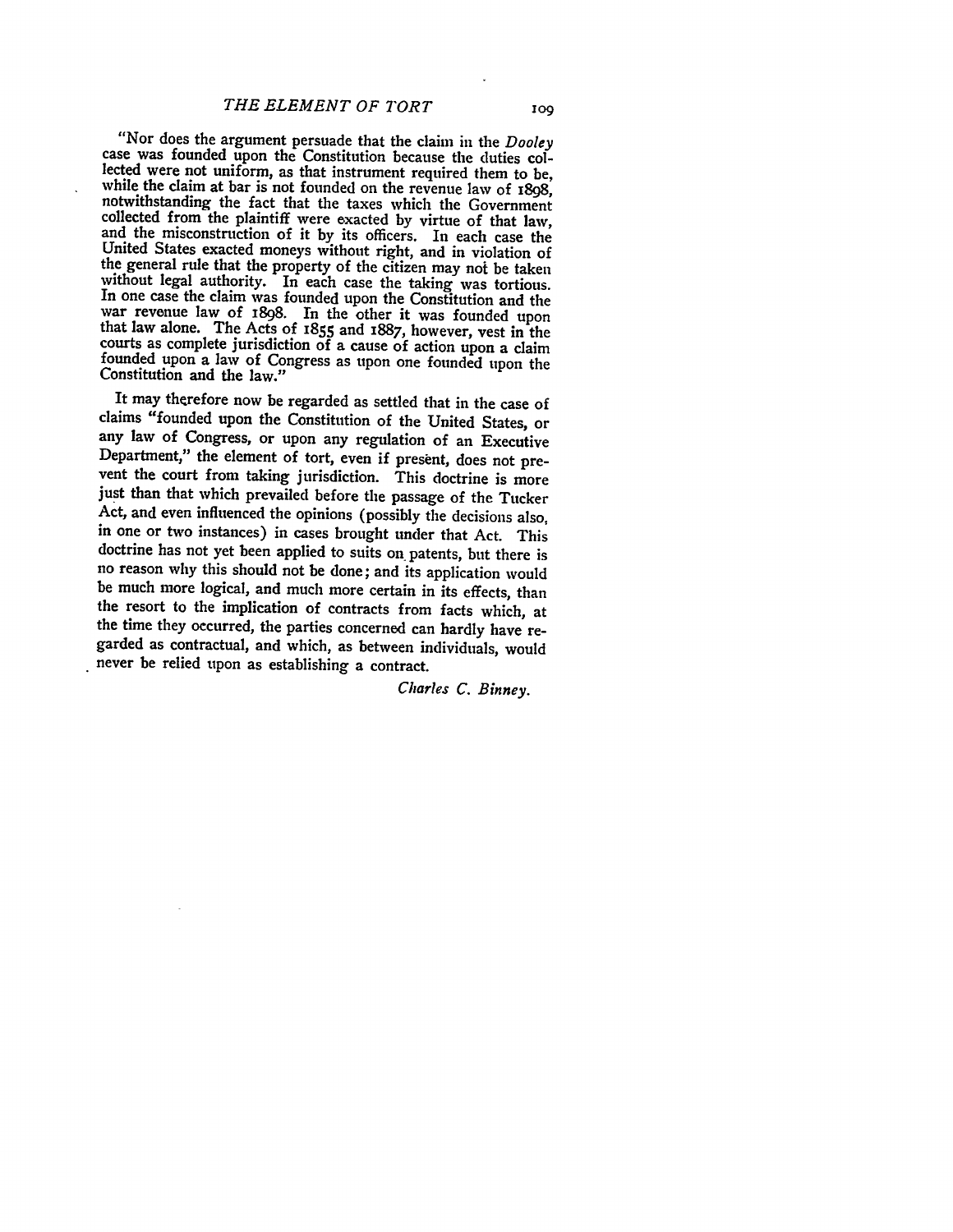"Nor does the argument persuade that the claim in the *Dooley* case was founded upon the Constitution because the duties collected were not uniform, as that instrument required them to be, while the claim at bar is not founded on the revenue law of 1898, notwithstanding the fact that the taxes which the Government collected from the plaintiff were exacted by virtue of that law, and the misconstruction of it by its officers. In each case the United States exacted moneys without right, and in violation of the general rule that the property of the citizen may not be taken without legal authority. In each case the taking was tortious. In one case the claim was founded upon the Constitution and the war revenue law of 1898. In the other it was founded upon that law alone. The Acts of 1855 and 1887, however, vest in the courts as complete jurisdiction of a cause of action upon a claim founded upon a law of Congress as upon one founded upon the Constitution and the law."

It may therefore now be regarded as settled that in the case of claims "founded upon the Constitution of the United States, or any law of Congress, or upon any regulation of an Executive Department," the element of tort, even if present, does not prevent the court from taking jurisdiction. This doctrine is more just than that which prevailed before the passage of the Tucker Act, and even influenced the opinions (possibly the decisions also, in one or two instances) in cases brought under that Act. This doctrine has not yet been applied to suits on patents, but there is no reason why this should not be done; and its application would be much more logical, and much more certain in its effects, than the resort to the implication of contracts from facts which, at the time they occurred, the parties concerned can hardly have regarded as contractual, and which, as between individuals, would never be relied upon as establishing a contract.

*Charles C. Binney.*